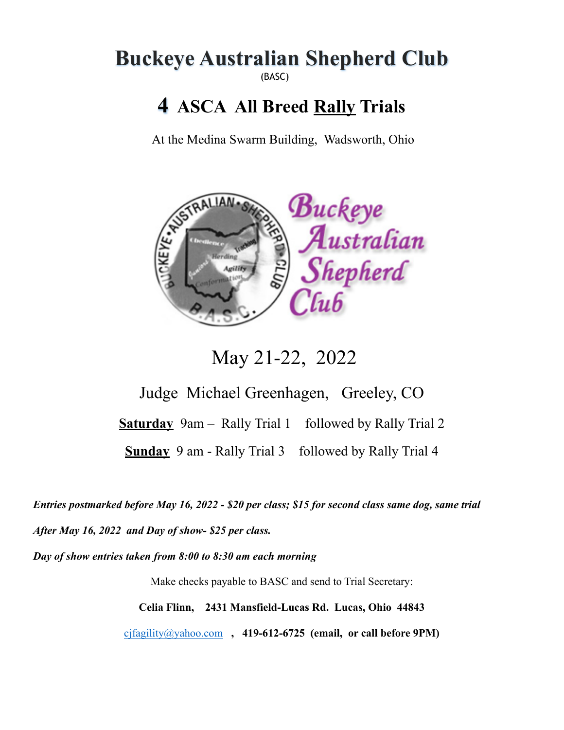# Buckeye Australian Shepherd Club

(BASC)

## 4 ASCA All Breed Rally Trials

At the Medina Swarm Building, Wadsworth, Ohio

May 21-22, 2022

Judge Michael Greenhagen, Greeley, CO

**Saturday** 9am – Rally Trial 1 followed by Rally Trial 2

**Sunday** 9 am - Rally Trial 3 followed by Rally Trial 4

***Entries postmarked before May 16, 2022 - $20 per class; $15 for second class same dog, same trial***

***After May 16, 2022 and Day of show- $25 per class.***

***Day of show entries taken from 8:00 to 8:30 am each morning***

Make checks payable to BASC and send to Trial Secretary:

**Celia Flinn, 2431 Mansfield-Lucas Rd. Lucas, Ohio 44843**

cjfagility@yahoo.com , **419-612-6725 (email, or call before 9PM)**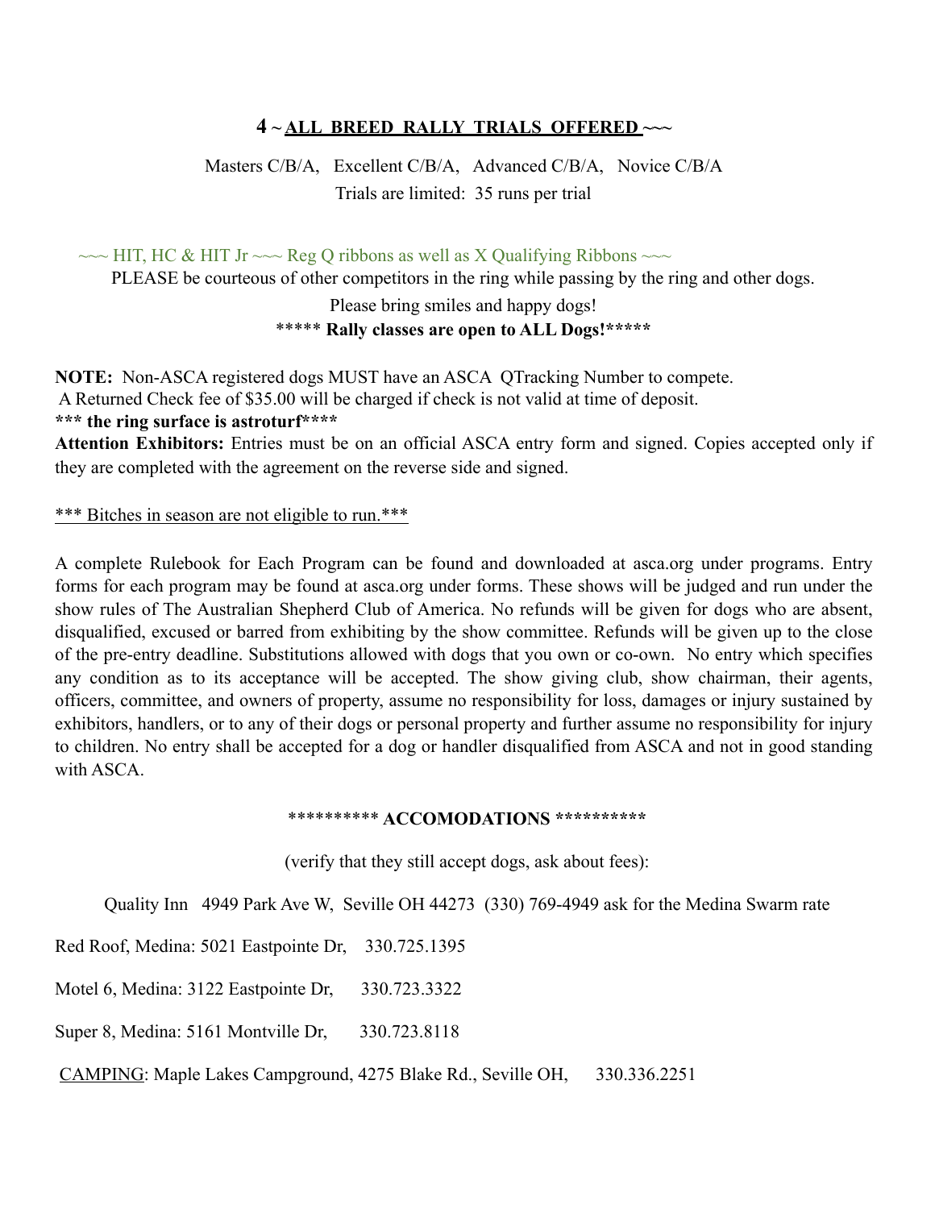## 4 ~ <u>ALL BREED RALLY TRIALS OFFERED</u> ~~~

Masters C/B/A, Excellent C/B/A, Advanced C/B/A, Novice C/B/A

Trials are limited: 35 runs per trial

~~~ HIT, HC & HIT Jr ~~~ Reg Q ribbons as well as X Qualifying Ribbons ~~~

PLEASE be courteous of other competitors in the ring while passing by the ring and other dogs.

Please bring smiles and happy dogs!

***** **Rally classes are open to ALL Dogs!*****

**NOTE:** Non-ASCA registered dogs MUST have an ASCA QTracking Number to compete.
A Returned Check fee of $35.00 will be charged if check is not valid at time of deposit.
**\*\*\* the ring surface is astroturf\*\*\*\***
**Attention Exhibitors:** Entries must be on an official ASCA entry form and signed. Copies accepted only if they are completed with the agreement on the reverse side and signed.

<u>*** Bitches in season are not eligible to run.***</u>

A complete Rulebook for Each Program can be found and downloaded at asca.org under programs. Entry forms for each program may be found at asca.org under forms. These shows will be judged and run under the show rules of The Australian Shepherd Club of America. No refunds will be given for dogs who are absent, disqualified, excused or barred from exhibiting by the show committee. Refunds will be given up to the close of the pre-entry deadline. Substitutions allowed with dogs that you own or co-own. No entry which specifies any condition as to its acceptance will be accepted. The show giving club, show chairman, their agents, officers, committee, and owners of property, assume no responsibility for loss, damages or injury sustained by exhibitors, handlers, or to any of their dogs or personal property and further assume no responsibility for injury to children. No entry shall be accepted for a dog or handler disqualified from ASCA and not in good standing with ASCA.

********** **ACCOMODATIONS** **********

(verify that they still accept dogs, ask about fees):

Quality Inn 4949 Park Ave W, Seville OH 44273 (330) 769-4949 ask for the Medina Swarm rate

Red Roof, Medina: 5021 Eastpointe Dr, 330.725.1395

Motel 6, Medina: 3122 Eastpointe Dr, 330.723.3322

Super 8, Medina: 5161 Montville Dr, 330.723.8118

<u>CAMPING</u>: Maple Lakes Campground, 4275 Blake Rd., Seville OH, 330.336.2251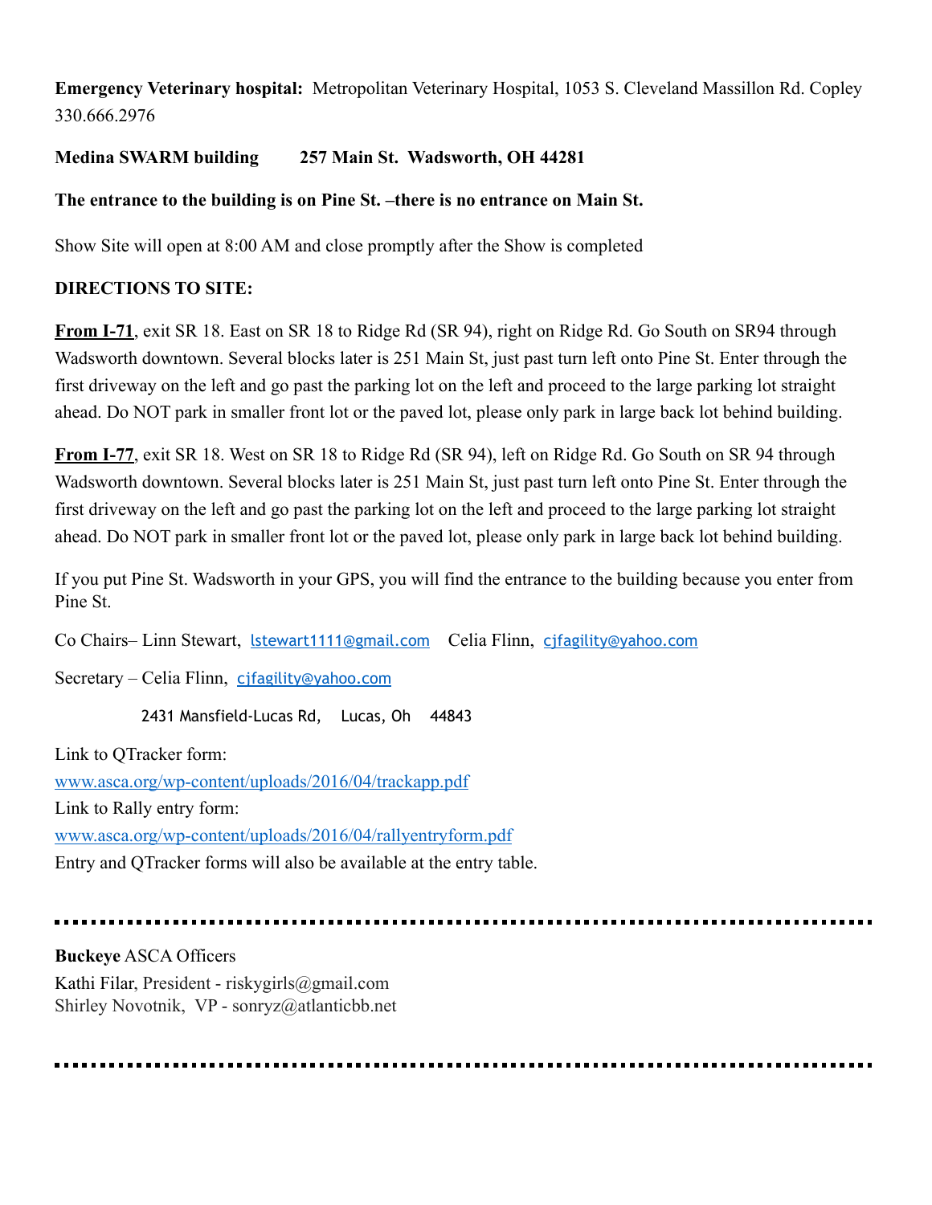**Emergency Veterinary hospital:** Metropolitan Veterinary Hospital, 1053 S. Cleveland Massillon Rd. Copley 330.666.2976

**Medina SWARM building 257 Main St. Wadsworth, OH 44281**

**The entrance to the building is on Pine St. –there is no entrance on Main St.**

Show Site will open at 8:00 AM and close promptly after the Show is completed

**DIRECTIONS TO SITE:**

**From I-71**, exit SR 18. East on SR 18 to Ridge Rd (SR 94), right on Ridge Rd. Go South on SR94 through Wadsworth downtown. Several blocks later is 251 Main St, just past turn left onto Pine St. Enter through the first driveway on the left and go past the parking lot on the left and proceed to the large parking lot straight ahead. Do NOT park in smaller front lot or the paved lot, please only park in large back lot behind building.

**From I-77**, exit SR 18. West on SR 18 to Ridge Rd (SR 94), left on Ridge Rd. Go South on SR 94 through Wadsworth downtown. Several blocks later is 251 Main St, just past turn left onto Pine St. Enter through the first driveway on the left and go past the parking lot on the left and proceed to the large parking lot straight ahead. Do NOT park in smaller front lot or the paved lot, please only park in large back lot behind building.

If you put Pine St. Wadsworth in your GPS, you will find the entrance to the building because you enter from Pine St.

Co Chairs– Linn Stewart, lstewart1111@gmail.com Celia Flinn, cjfagility@yahoo.com

Secretary – Celia Flinn, cjfagility@yahoo.com

2431 Mansfield-Lucas Rd, Lucas, Oh 44843

Link to QTracker form:
www.asca.org/wp-content/uploads/2016/04/trackapp.pdf
Link to Rally entry form:
www.asca.org/wp-content/uploads/2016/04/rallyentryform.pdf
Entry and QTracker forms will also be available at the entry table.

---

**Buckeye** ASCA Officers
Kathi Filar, President - riskygirls@gmail.com
Shirley Novotnik, VP - sonryz@atlanticbb.net

---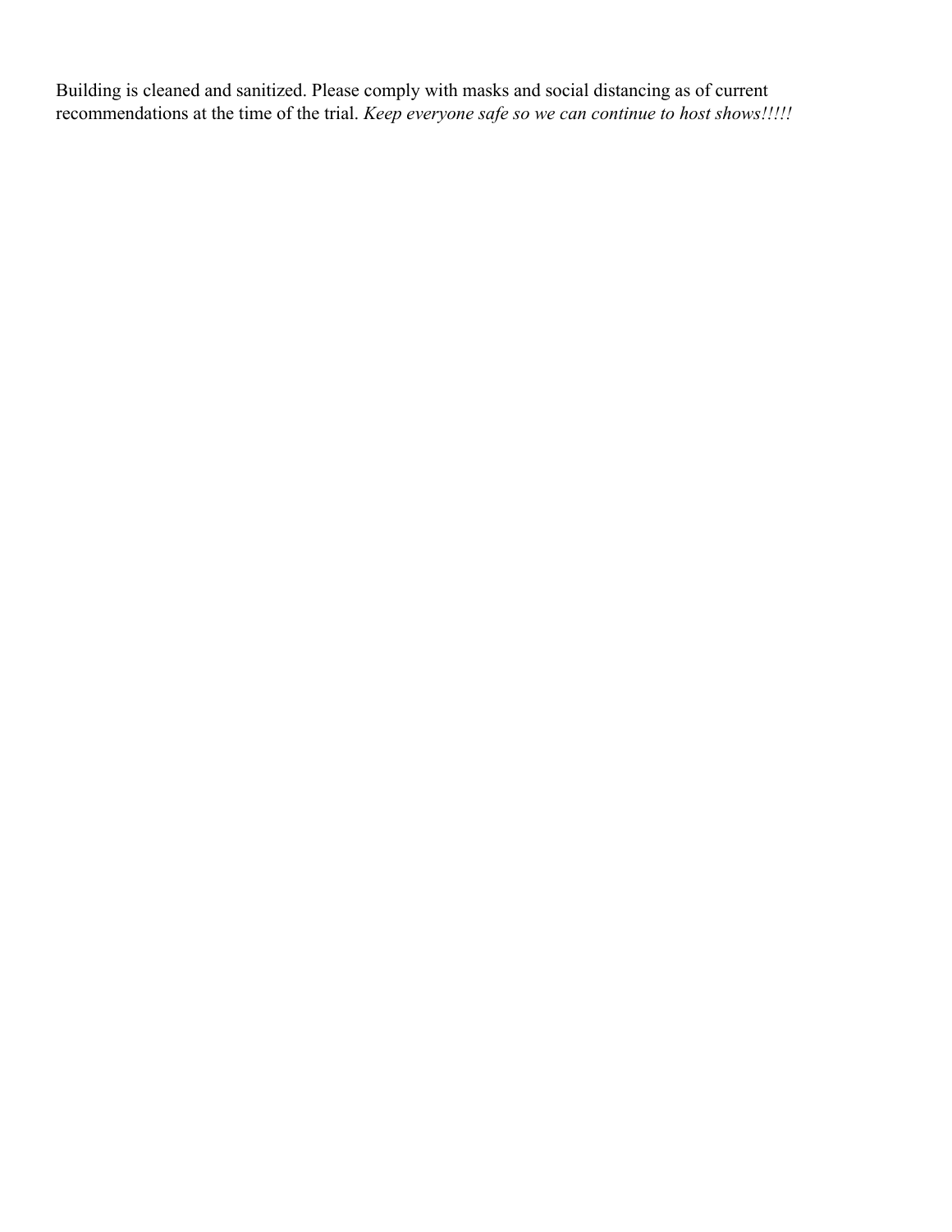Building is cleaned and sanitized. Please comply with masks and social distancing as of current recommendations at the time of the trial. *Keep everyone safe so we can continue to host shows!!!!!*